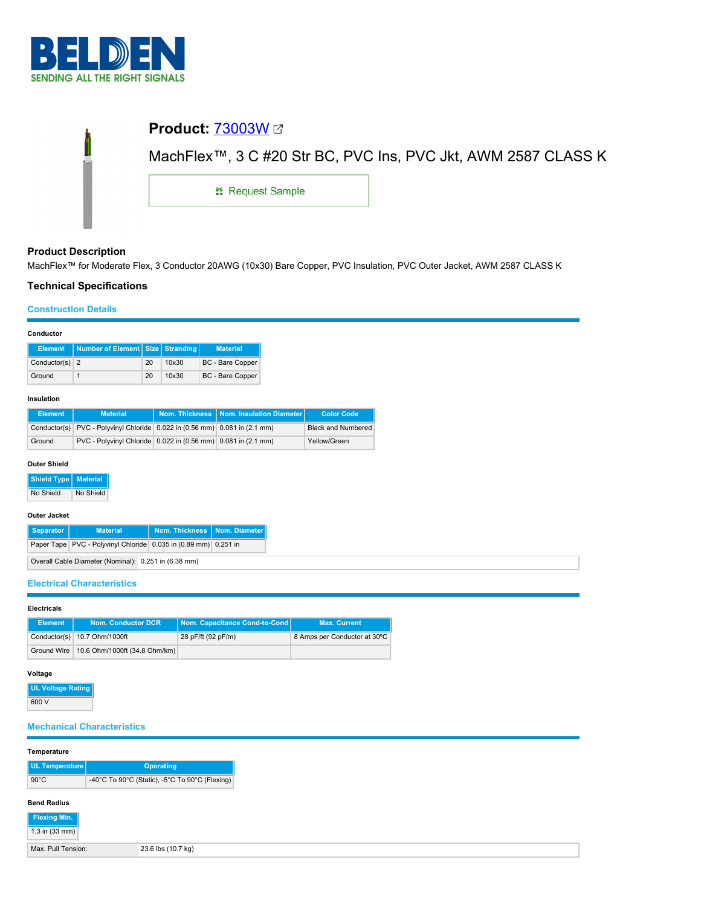BELDEN

SENDING ALL THE RIGHT SIGNALS

# Product: 73003W

## MachFlex™, 3 C #20 Str BC, PVC Ins, PVC Jkt, AWM 2587 CLASS K

Request Sample

## Product Description

MachFlex™ for Moderate Flex, 3 Conductor 20AWG (10x30) Bare Copper, PVC Insulation, PVC Outer Jacket, AWM 2587 CLASS K

## Technical Specifications

### Construction Details

#### Conductor

| Element | Number of Element | Size | Stranding | Material |
|---|---|---|---|---|
| Conductor(s) | 2 | 20 | 10x30 | BC - Bare Copper |
| Ground | 1 | 20 | 10x30 | BC - Bare Copper |

#### Insulation

| Element | Material | Nom. Thickness | Nom. Insulation Diameter | Color Code |
|---|---|---|---|---|
| Conductor(s) | PVC - Polyvinyl Chloride | 0.022 in (0.56 mm) | 0.081 in (2.1 mm) | Black and Numbered |
| Ground | PVC - Polyvinyl Chloride | 0.022 in (0.56 mm) | 0.081 in (2.1 mm) | Yellow/Green |

#### Outer Shield

| Shield Type | Material |
|---|---|
| No Shield | No Shield |

#### Outer Jacket

| Separator | Material | Nom. Thickness | Nom. Diameter |
|---|---|---|---|
| Paper Tape | PVC - Polyvinyl Chloride | 0.035 in (0.89 mm) | 0.251 in |

| Overall Cable Diameter (Nominal): | 0.251 in (6.38 mm) |
|---|---|

### Electrical Characteristics

#### Electricals

| Element | Nom. Conductor DCR | Nom. Capacitance Cond-to-Cond | Max. Current |
|---|---|---|---|
| Conductor(s) | 10.7 Ohm/1000ft | 28 pF/ft (92 pF/m) | 8 Amps per Conductor at 30ºC |
| Ground Wire | 10.6 Ohm/1000ft (34.8 Ohm/km) | | |

#### Voltage

| UL Voltage Rating |
|---|
| 600 V |

### Mechanical Characteristics

#### Temperature

| UL Temperature | Operating |
|---|---|
| 90°C | -40°C To 90°C (Static), -5°C To 90°C (Flexing) |

#### Bend Radius

| Flexing Min. |
|---|
| 1.3 in (33 mm) |

| Max. Pull Tension: | 23.6 lbs (10.7 kg) |
|---|---|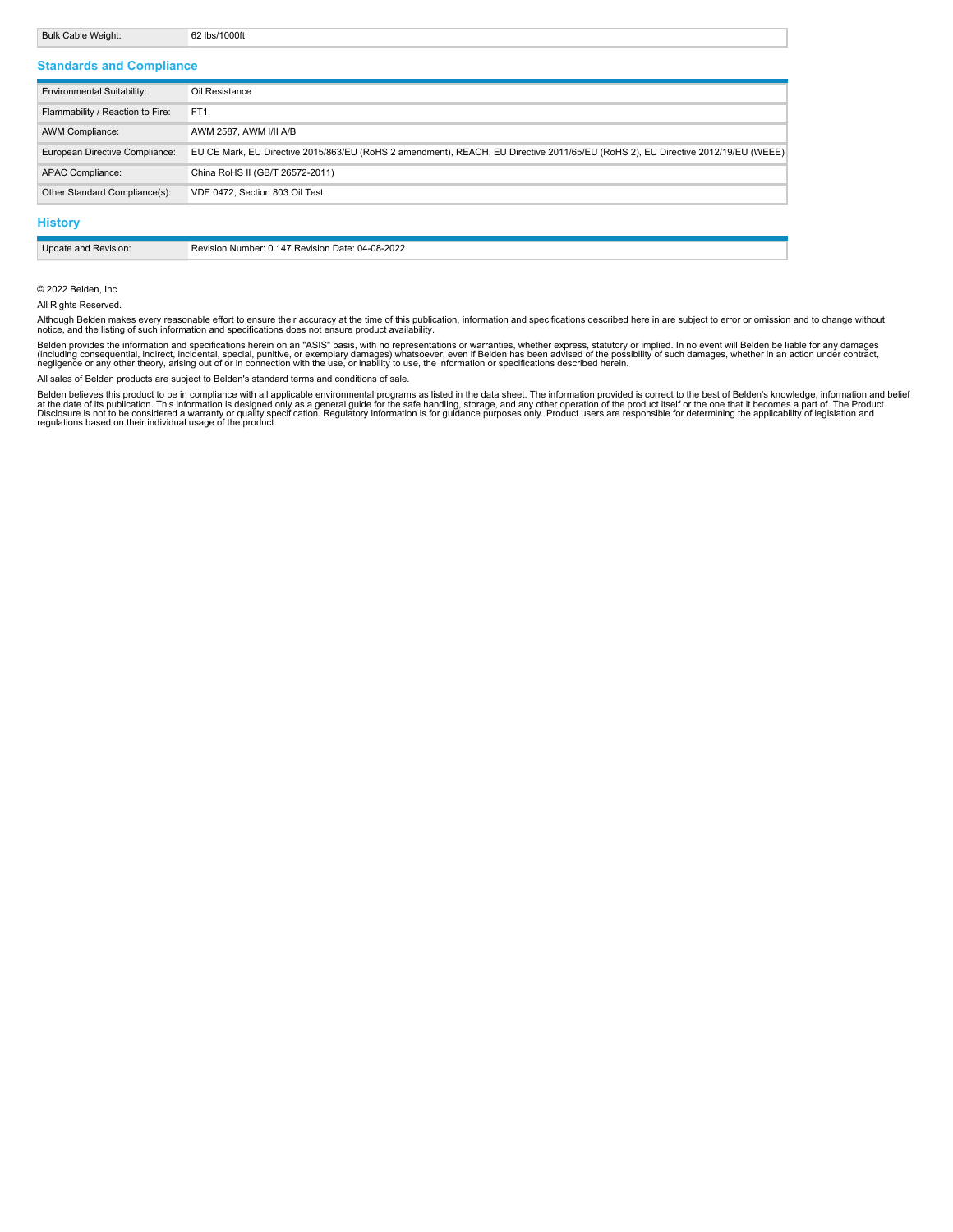| | |
|---|---|
| Bulk Cable Weight: | 62 lbs/1000ft |

## Standards and Compliance

| | |
|---|---|
| Environmental Suitability: | Oil Resistance |
| Flammability / Reaction to Fire: | FT1 |
| AWM Compliance: | AWM 2587, AWM I/II A/B |
| European Directive Compliance: | EU CE Mark, EU Directive 2015/863/EU (RoHS 2 amendment), REACH, EU Directive 2011/65/EU (RoHS 2), EU Directive 2012/19/EU (WEEE) |
| APAC Compliance: | China RoHS II (GB/T 26572-2011) |
| Other Standard Compliance(s): | VDE 0472, Section 803 Oil Test |

## History

| | |
|---|---|
| Update and Revision: | Revision Number: 0.147 Revision Date: 04-08-2022 |

© 2022 Belden, Inc

All Rights Reserved.

Although Belden makes every reasonable effort to ensure their accuracy at the time of this publication, information and specifications described here in are subject to error or omission and to change without notice, and the listing of such information and specifications does not ensure product availability.

Belden provides the information and specifications herein on an "ASIS" basis, with no representations or warranties, whether express, statutory or implied. In no event will Belden be liable for any damages (including consequential, indirect, incidental, special, punitive, or exemplary damages) whatsoever, even if Belden has been advised of the possibility of such damages, whether in an action under contract, negligence or any other theory, arising out of or in connection with the use, or inability to use, the information or specifications described herein.

All sales of Belden products are subject to Belden's standard terms and conditions of sale.

Belden believes this product to be in compliance with all applicable environmental programs as listed in the data sheet. The information provided is correct to the best of Belden's knowledge, information and belief at the date of its publication. This information is designed only as a general guide for the safe handling, storage, and any other operation of the product itself or the one that it becomes a part of. The Product Disclosure is not to be considered a warranty or quality specification. Regulatory information is for guidance purposes only. Product users are responsible for determining the applicability of legislation and regulations based on their individual usage of the product.